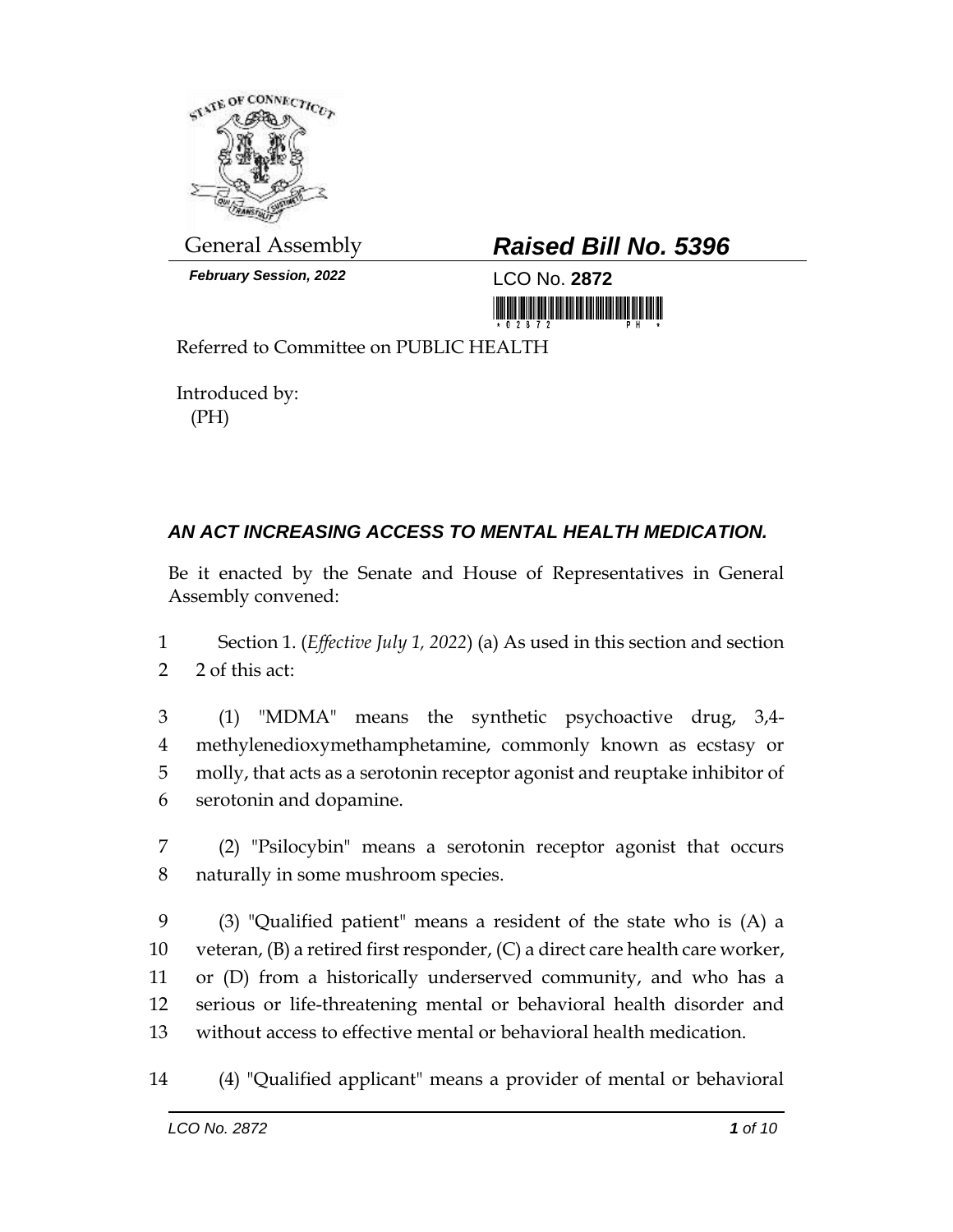General Assembly

**February Session, 2022**

# *Raised Bill No. 5396*

LCO No. **2872**

Referred to Committee on PUBLIC HEALTH

Introduced by:
(PH)

## *AN ACT INCREASING ACCESS TO MENTAL HEALTH MEDICATION.*

Be it enacted by the Senate and House of Representatives in General Assembly convened:

1 Section 1. (*Effective July 1, 2022*) (a) As used in this section and section
2 2 of this act:

3 (1) "MDMA" means the synthetic psychoactive drug, 3,4-
4 methylenedioxymethamphetamine, commonly known as ecstasy or
5 molly, that acts as a serotonin receptor agonist and reuptake inhibitor of
6 serotonin and dopamine.

7 (2) "Psilocybin" means a serotonin receptor agonist that occurs
8 naturally in some mushroom species.

9 (3) "Qualified patient" means a resident of the state who is (A) a
10 veteran, (B) a retired first responder, (C) a direct care health care worker,
11 or (D) from a historically underserved community, and who has a
12 serious or life-threatening mental or behavioral health disorder and
13 without access to effective mental or behavioral health medication.

14 (4) "Qualified applicant" means a provider of mental or behavioral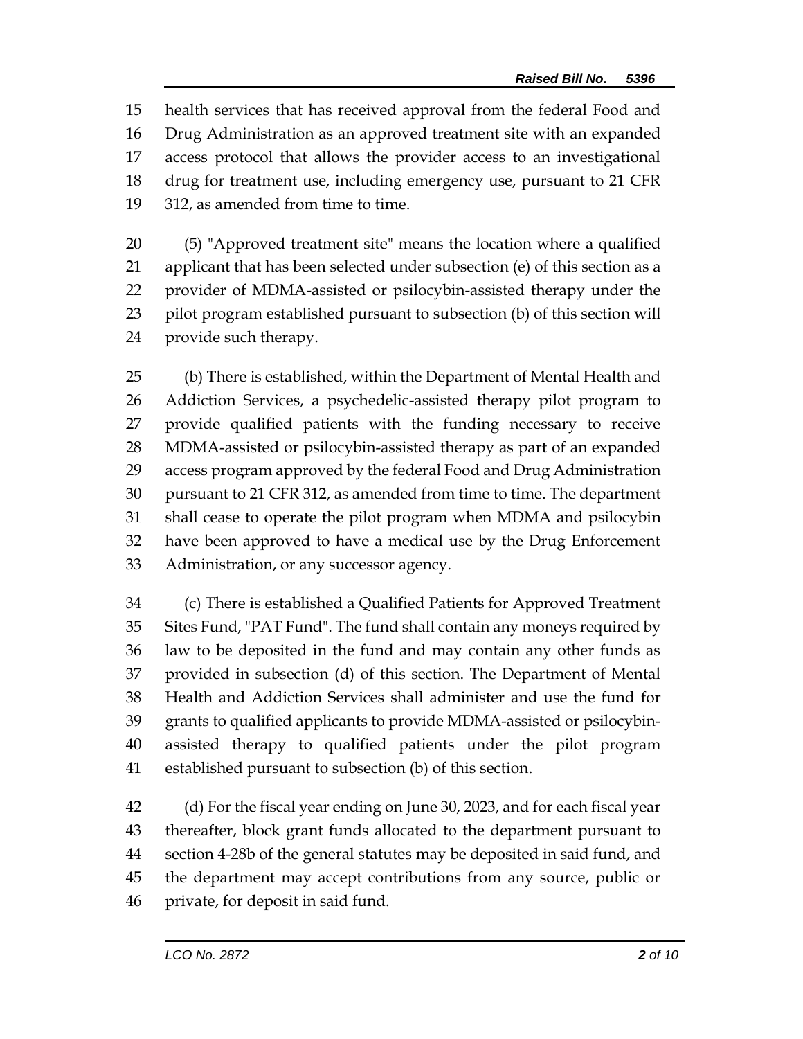health services that has received approval from the federal Food and Drug Administration as an approved treatment site with an expanded access protocol that allows the provider access to an investigational drug for treatment use, including emergency use, pursuant to 21 CFR 312, as amended from time to time.

(5) "Approved treatment site" means the location where a qualified applicant that has been selected under subsection (e) of this section as a provider of MDMA-assisted or psilocybin-assisted therapy under the pilot program established pursuant to subsection (b) of this section will provide such therapy.

(b) There is established, within the Department of Mental Health and Addiction Services, a psychedelic-assisted therapy pilot program to provide qualified patients with the funding necessary to receive MDMA-assisted or psilocybin-assisted therapy as part of an expanded access program approved by the federal Food and Drug Administration pursuant to 21 CFR 312, as amended from time to time. The department shall cease to operate the pilot program when MDMA and psilocybin have been approved to have a medical use by the Drug Enforcement Administration, or any successor agency.

(c) There is established a Qualified Patients for Approved Treatment Sites Fund, "PAT Fund". The fund shall contain any moneys required by law to be deposited in the fund and may contain any other funds as provided in subsection (d) of this section. The Department of Mental Health and Addiction Services shall administer and use the fund for grants to qualified applicants to provide MDMA-assisted or psilocybin-assisted therapy to qualified patients under the pilot program established pursuant to subsection (b) of this section.

(d) For the fiscal year ending on June 30, 2023, and for each fiscal year thereafter, block grant funds allocated to the department pursuant to section 4-28b of the general statutes may be deposited in said fund, and the department may accept contributions from any source, public or private, for deposit in said fund.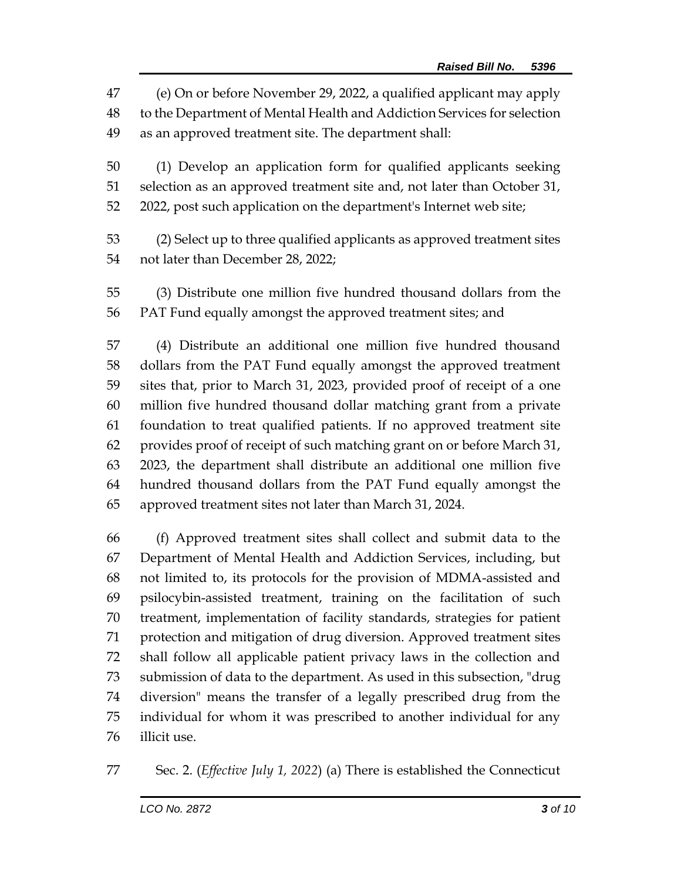(e) On or before November 29, 2022, a qualified applicant may apply to the Department of Mental Health and Addiction Services for selection as an approved treatment site. The department shall:

(1) Develop an application form for qualified applicants seeking selection as an approved treatment site and, not later than October 31, 2022, post such application on the department's Internet web site;

(2) Select up to three qualified applicants as approved treatment sites not later than December 28, 2022;

(3) Distribute one million five hundred thousand dollars from the PAT Fund equally amongst the approved treatment sites; and

(4) Distribute an additional one million five hundred thousand dollars from the PAT Fund equally amongst the approved treatment sites that, prior to March 31, 2023, provided proof of receipt of a one million five hundred thousand dollar matching grant from a private foundation to treat qualified patients. If no approved treatment site provides proof of receipt of such matching grant on or before March 31, 2023, the department shall distribute an additional one million five hundred thousand dollars from the PAT Fund equally amongst the approved treatment sites not later than March 31, 2024.

(f) Approved treatment sites shall collect and submit data to the Department of Mental Health and Addiction Services, including, but not limited to, its protocols for the provision of MDMA-assisted and psilocybin-assisted treatment, training on the facilitation of such treatment, implementation of facility standards, strategies for patient protection and mitigation of drug diversion. Approved treatment sites shall follow all applicable patient privacy laws in the collection and submission of data to the department. As used in this subsection, "drug diversion" means the transfer of a legally prescribed drug from the individual for whom it was prescribed to another individual for any illicit use.

Sec. 2. (*Effective July 1, 2022*) (a) There is established the Connecticut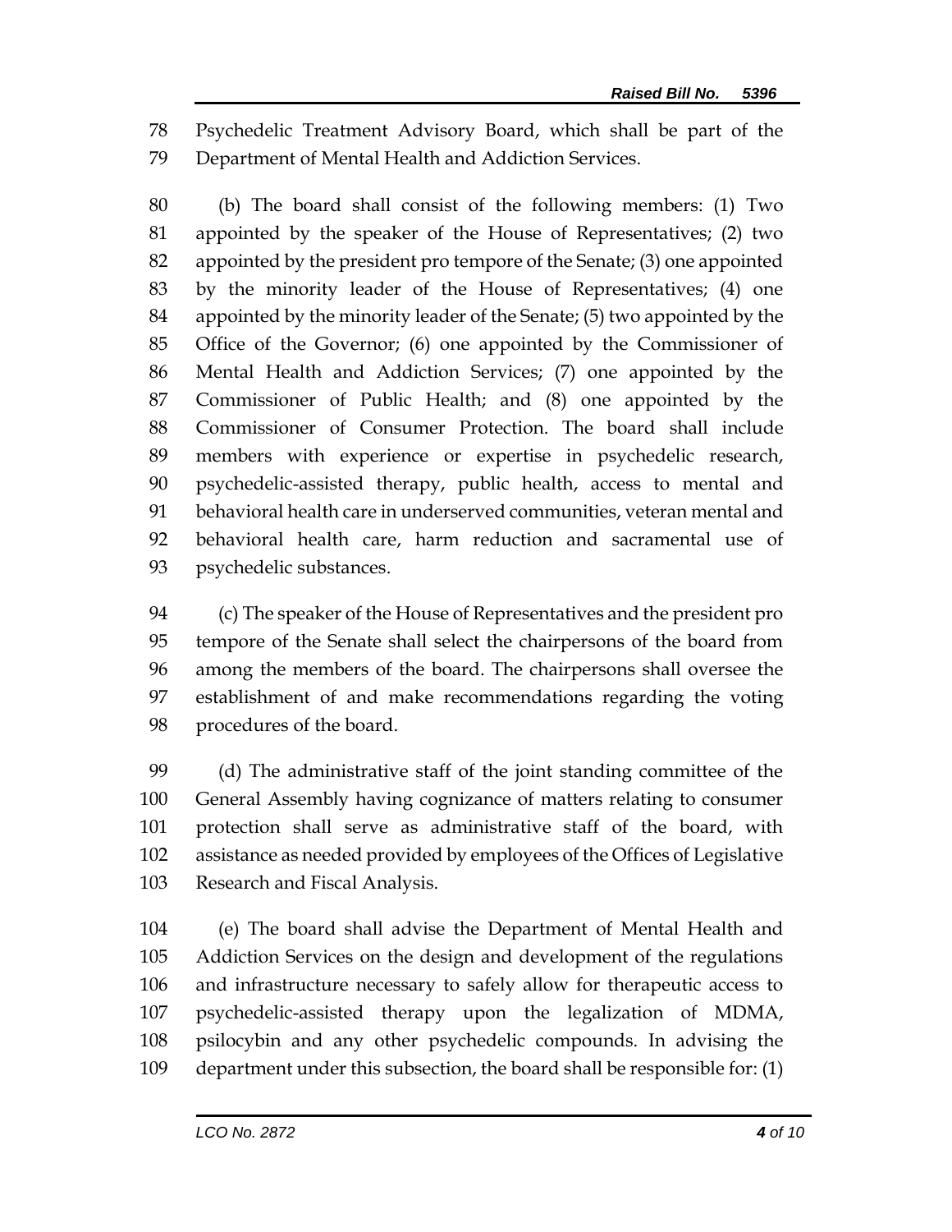Psychedelic Treatment Advisory Board, which shall be part of the Department of Mental Health and Addiction Services.

(b) The board shall consist of the following members: (1) Two appointed by the speaker of the House of Representatives; (2) two appointed by the president pro tempore of the Senate; (3) one appointed by the minority leader of the House of Representatives; (4) one appointed by the minority leader of the Senate; (5) two appointed by the Office of the Governor; (6) one appointed by the Commissioner of Mental Health and Addiction Services; (7) one appointed by the Commissioner of Public Health; and (8) one appointed by the Commissioner of Consumer Protection. The board shall include members with experience or expertise in psychedelic research, psychedelic-assisted therapy, public health, access to mental and behavioral health care in underserved communities, veteran mental and behavioral health care, harm reduction and sacramental use of psychedelic substances.

(c) The speaker of the House of Representatives and the president pro tempore of the Senate shall select the chairpersons of the board from among the members of the board. The chairpersons shall oversee the establishment of and make recommendations regarding the voting procedures of the board.

(d) The administrative staff of the joint standing committee of the General Assembly having cognizance of matters relating to consumer protection shall serve as administrative staff of the board, with assistance as needed provided by employees of the Offices of Legislative Research and Fiscal Analysis.

(e) The board shall advise the Department of Mental Health and Addiction Services on the design and development of the regulations and infrastructure necessary to safely allow for therapeutic access to psychedelic-assisted therapy upon the legalization of MDMA, psilocybin and any other psychedelic compounds. In advising the department under this subsection, the board shall be responsible for: (1)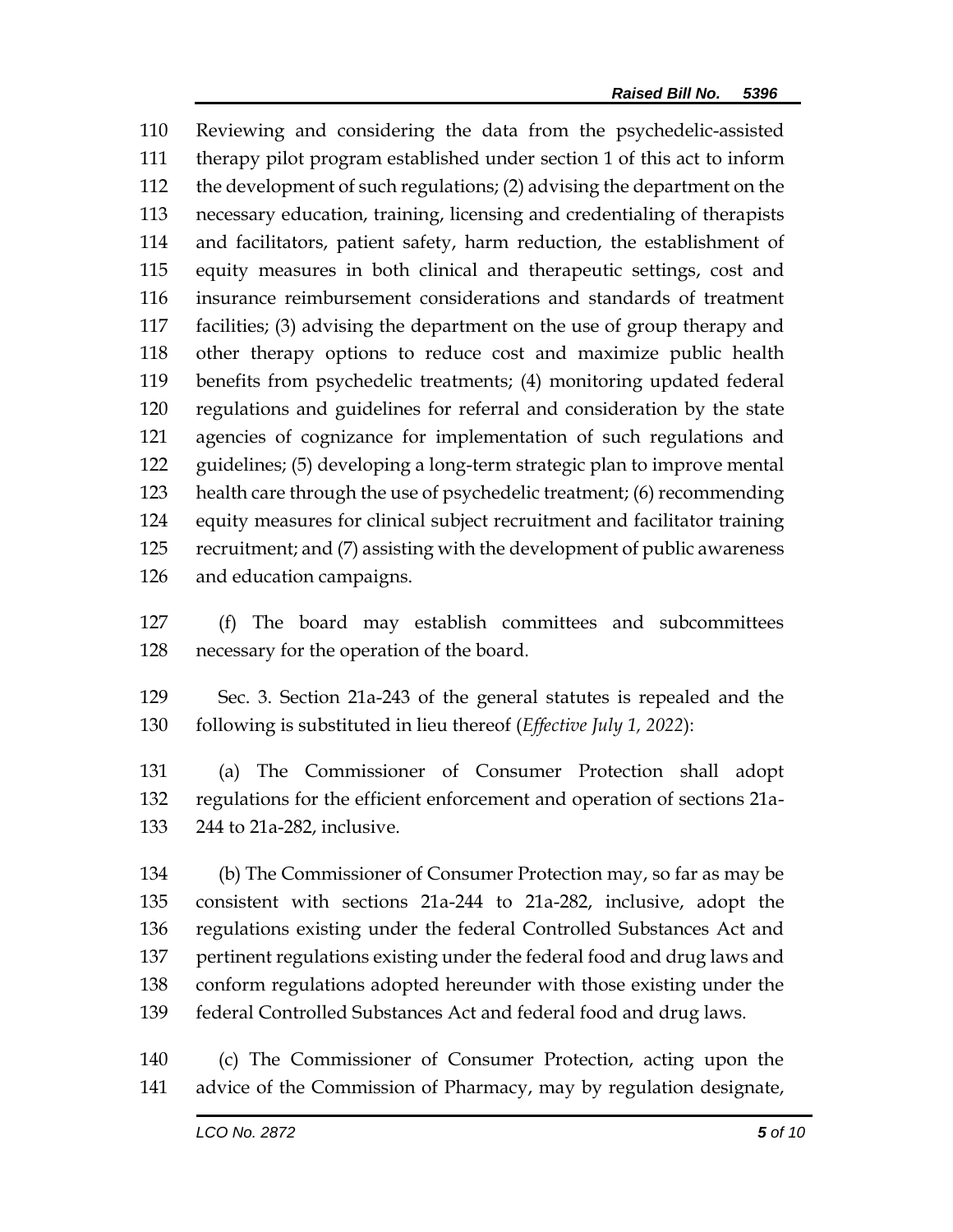Reviewing and considering the data from the psychedelic-assisted therapy pilot program established under section 1 of this act to inform the development of such regulations; (2) advising the department on the necessary education, training, licensing and credentialing of therapists and facilitators, patient safety, harm reduction, the establishment of equity measures in both clinical and therapeutic settings, cost and insurance reimbursement considerations and standards of treatment facilities; (3) advising the department on the use of group therapy and other therapy options to reduce cost and maximize public health benefits from psychedelic treatments; (4) monitoring updated federal regulations and guidelines for referral and consideration by the state agencies of cognizance for implementation of such regulations and guidelines; (5) developing a long-term strategic plan to improve mental health care through the use of psychedelic treatment; (6) recommending equity measures for clinical subject recruitment and facilitator training recruitment; and (7) assisting with the development of public awareness and education campaigns.

(f) The board may establish committees and subcommittees necessary for the operation of the board.

Sec. 3. Section 21a-243 of the general statutes is repealed and the following is substituted in lieu thereof (*Effective July 1, 2022*):

(a) The Commissioner of Consumer Protection shall adopt regulations for the efficient enforcement and operation of sections 21a-244 to 21a-282, inclusive.

(b) The Commissioner of Consumer Protection may, so far as may be consistent with sections 21a-244 to 21a-282, inclusive, adopt the regulations existing under the federal Controlled Substances Act and pertinent regulations existing under the federal food and drug laws and conform regulations adopted hereunder with those existing under the federal Controlled Substances Act and federal food and drug laws.

(c) The Commissioner of Consumer Protection, acting upon the advice of the Commission of Pharmacy, may by regulation designate,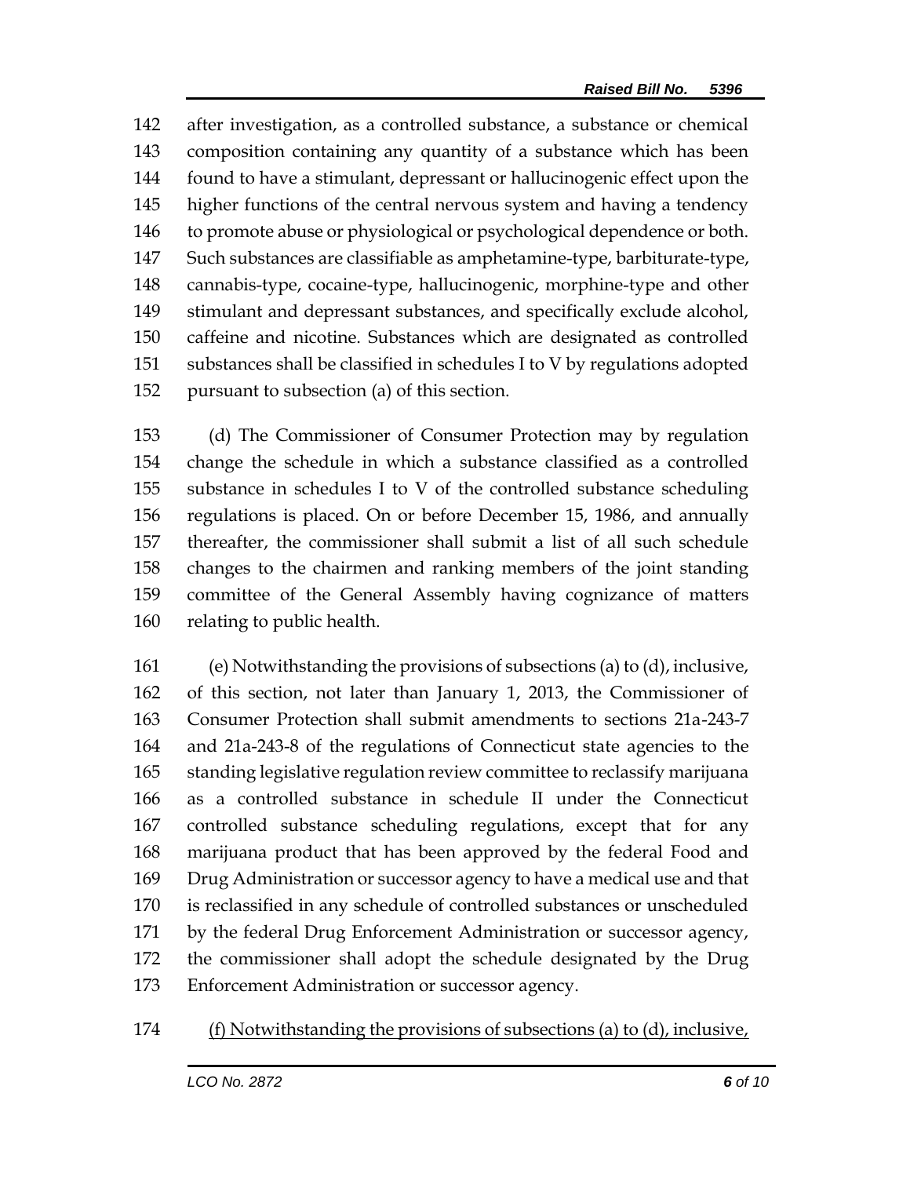after investigation, as a controlled substance, a substance or chemical composition containing any quantity of a substance which has been found to have a stimulant, depressant or hallucinogenic effect upon the higher functions of the central nervous system and having a tendency to promote abuse or physiological or psychological dependence or both. Such substances are classifiable as amphetamine-type, barbiturate-type, cannabis-type, cocaine-type, hallucinogenic, morphine-type and other stimulant and depressant substances, and specifically exclude alcohol, caffeine and nicotine. Substances which are designated as controlled substances shall be classified in schedules I to V by regulations adopted pursuant to subsection (a) of this section.

(d) The Commissioner of Consumer Protection may by regulation change the schedule in which a substance classified as a controlled substance in schedules I to V of the controlled substance scheduling regulations is placed. On or before December 15, 1986, and annually thereafter, the commissioner shall submit a list of all such schedule changes to the chairmen and ranking members of the joint standing committee of the General Assembly having cognizance of matters relating to public health.

(e) Notwithstanding the provisions of subsections (a) to (d), inclusive, of this section, not later than January 1, 2013, the Commissioner of Consumer Protection shall submit amendments to sections 21a-243-7 and 21a-243-8 of the regulations of Connecticut state agencies to the standing legislative regulation review committee to reclassify marijuana as a controlled substance in schedule II under the Connecticut controlled substance scheduling regulations, except that for any marijuana product that has been approved by the federal Food and Drug Administration or successor agency to have a medical use and that is reclassified in any schedule of controlled substances or unscheduled by the federal Drug Enforcement Administration or successor agency, the commissioner shall adopt the schedule designated by the Drug Enforcement Administration or successor agency.

<u>(f) Notwithstanding the provisions of subsections (a) to (d), inclusive,</u>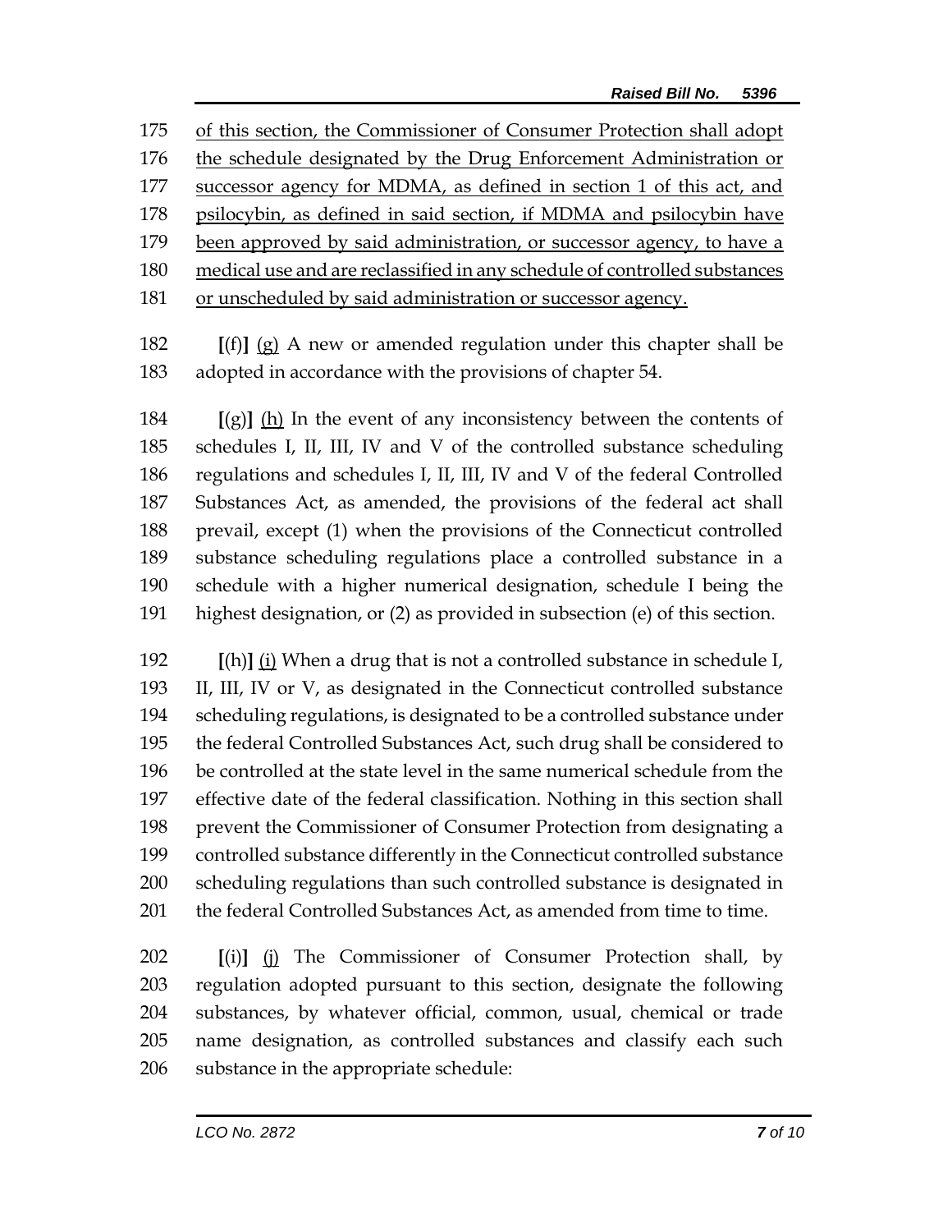175 of this section, the Commissioner of Consumer Protection shall adopt
176 the schedule designated by the Drug Enforcement Administration or
177 successor agency for MDMA, as defined in section 1 of this act, and
178 psilocybin, as defined in said section, if MDMA and psilocybin have
179 been approved by said administration, or successor agency, to have a
180 medical use and are reclassified in any schedule of controlled substances
181 or unscheduled by said administration or successor agency.

182 [(f)] (g) A new or amended regulation under this chapter shall be
183 adopted in accordance with the provisions of chapter 54.

184 [(g)] (h) In the event of any inconsistency between the contents of
185 schedules I, II, III, IV and V of the controlled substance scheduling
186 regulations and schedules I, II, III, IV and V of the federal Controlled
187 Substances Act, as amended, the provisions of the federal act shall
188 prevail, except (1) when the provisions of the Connecticut controlled
189 substance scheduling regulations place a controlled substance in a
190 schedule with a higher numerical designation, schedule I being the
191 highest designation, or (2) as provided in subsection (e) of this section.

192 [(h)] (i) When a drug that is not a controlled substance in schedule I,
193 II, III, IV or V, as designated in the Connecticut controlled substance
194 scheduling regulations, is designated to be a controlled substance under
195 the federal Controlled Substances Act, such drug shall be considered to
196 be controlled at the state level in the same numerical schedule from the
197 effective date of the federal classification. Nothing in this section shall
198 prevent the Commissioner of Consumer Protection from designating a
199 controlled substance differently in the Connecticut controlled substance
200 scheduling regulations than such controlled substance is designated in
201 the federal Controlled Substances Act, as amended from time to time.

202 [(i)] (j) The Commissioner of Consumer Protection shall, by
203 regulation adopted pursuant to this section, designate the following
204 substances, by whatever official, common, usual, chemical or trade
205 name designation, as controlled substances and classify each such
206 substance in the appropriate schedule: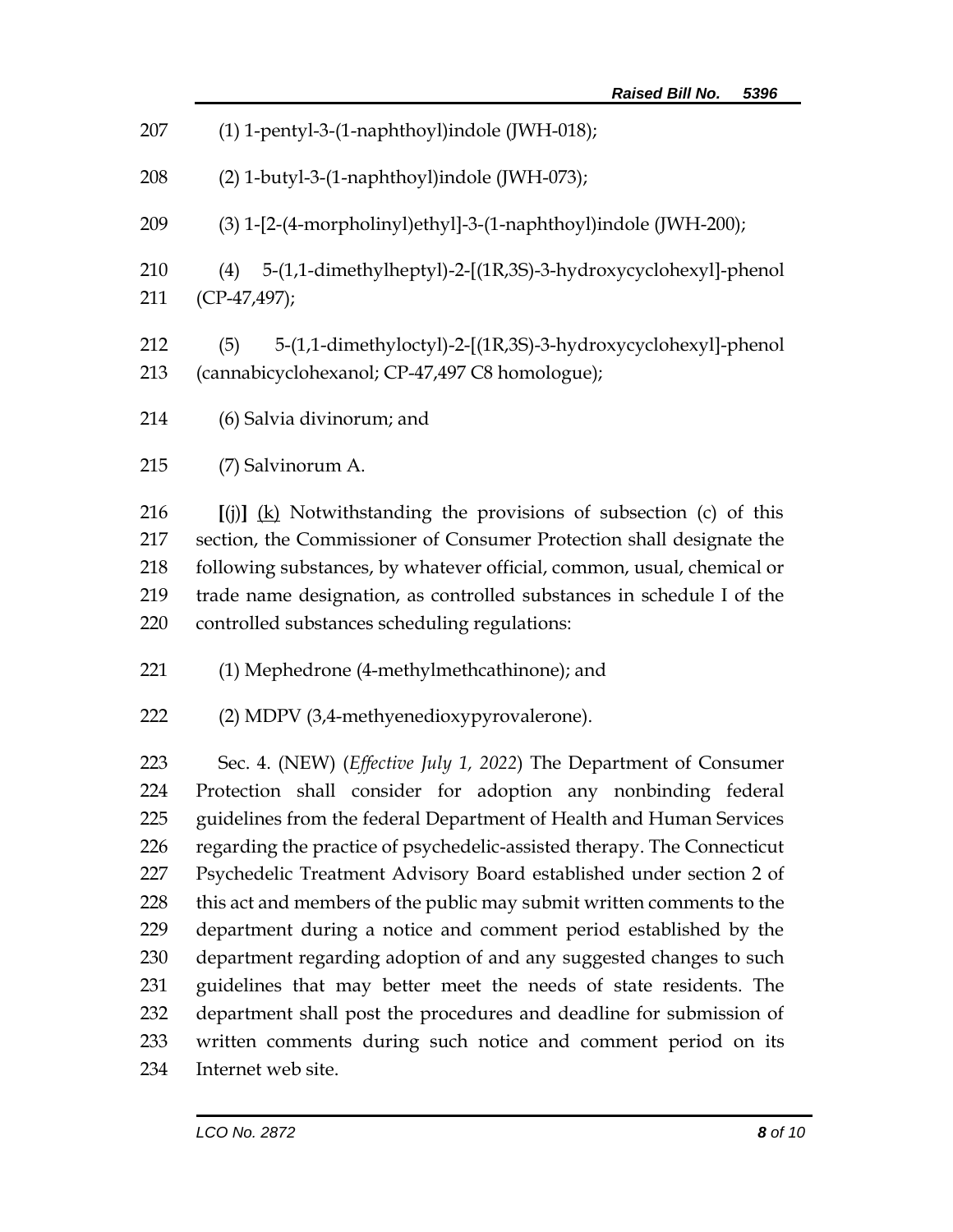(1) 1-pentyl-3-(1-naphthoyl)indole (JWH-018);

(2) 1-butyl-3-(1-naphthoyl)indole (JWH-073);

(3) 1-[2-(4-morpholinyl)ethyl]-3-(1-naphthoyl)indole (JWH-200);

(4) 5-(1,1-dimethylheptyl)-2-[(1R,3S)-3-hydroxycyclohexyl]-phenol (CP-47,497);

(5) 5-(1,1-dimethyloctyl)-2-[(1R,3S)-3-hydroxycyclohexyl]-phenol (cannabicyclohexanol; CP-47,497 C8 homologue);

(6) Salvia divinorum; and

(7) Salvinorum A.

**[**(j)**]** <u>(k)</u> Notwithstanding the provisions of subsection (c) of this section, the Commissioner of Consumer Protection shall designate the following substances, by whatever official, common, usual, chemical or trade name designation, as controlled substances in schedule I of the controlled substances scheduling regulations:

(1) Mephedrone (4-methylmethcathinone); and

(2) MDPV (3,4-methyenedioxypyrovalerone).

Sec. 4. (NEW) (*Effective July 1, 2022*) The Department of Consumer Protection shall consider for adoption any nonbinding federal guidelines from the federal Department of Health and Human Services regarding the practice of psychedelic-assisted therapy. The Connecticut Psychedelic Treatment Advisory Board established under section 2 of this act and members of the public may submit written comments to the department during a notice and comment period established by the department regarding adoption of and any suggested changes to such guidelines that may better meet the needs of state residents. The department shall post the procedures and deadline for submission of written comments during such notice and comment period on its Internet web site.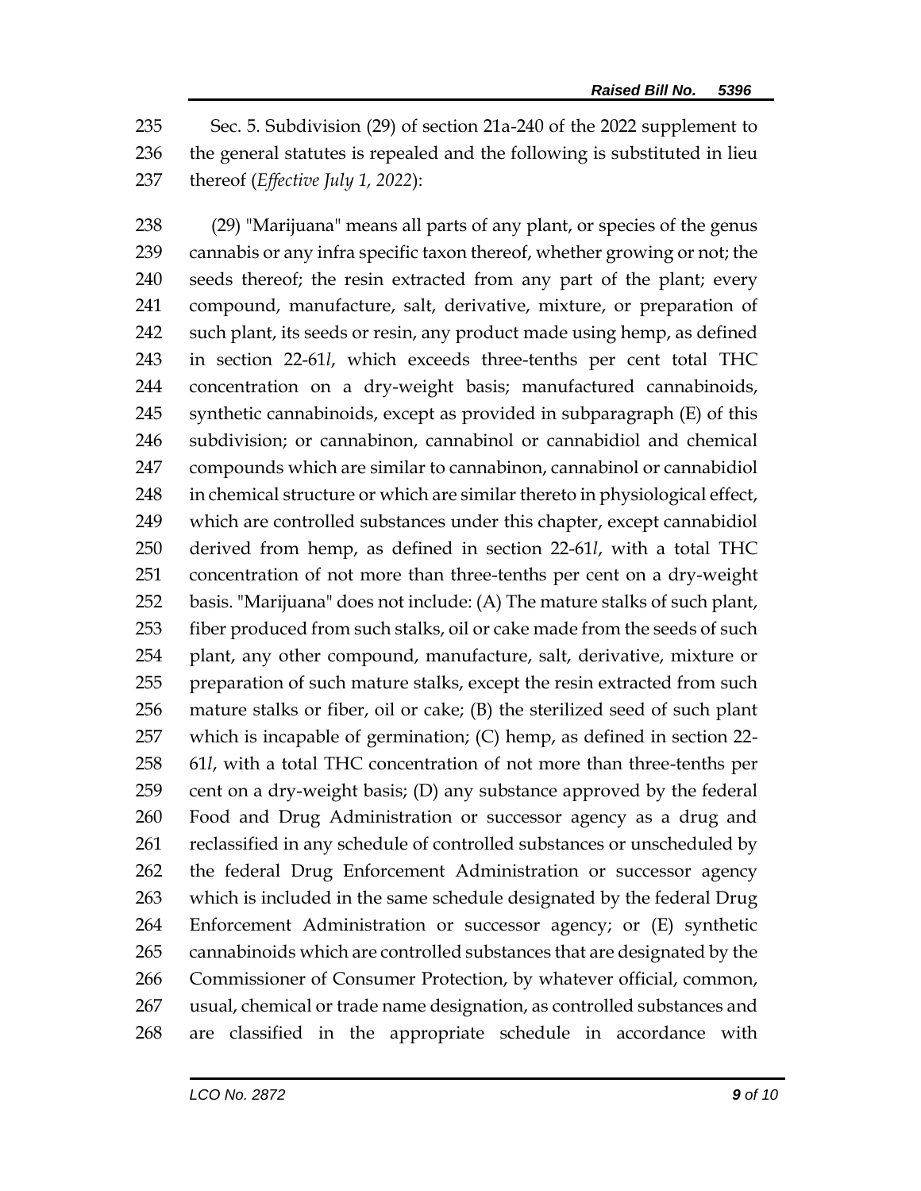Sec. 5. Subdivision (29) of section 21a-240 of the 2022 supplement to the general statutes is repealed and the following is substituted in lieu thereof (*Effective July 1, 2022*):

(29) "Marijuana" means all parts of any plant, or species of the genus cannabis or any infra specific taxon thereof, whether growing or not; the seeds thereof; the resin extracted from any part of the plant; every compound, manufacture, salt, derivative, mixture, or preparation of such plant, its seeds or resin, any product made using hemp, as defined in section 22-61*l*, which exceeds three-tenths per cent total THC concentration on a dry-weight basis; manufactured cannabinoids, synthetic cannabinoids, except as provided in subparagraph (E) of this subdivision; or cannabinon, cannabinol or cannabidiol and chemical compounds which are similar to cannabinon, cannabinol or cannabidiol in chemical structure or which are similar thereto in physiological effect, which are controlled substances under this chapter, except cannabidiol derived from hemp, as defined in section 22-61*l*, with a total THC concentration of not more than three-tenths per cent on a dry-weight basis. "Marijuana" does not include: (A) The mature stalks of such plant, fiber produced from such stalks, oil or cake made from the seeds of such plant, any other compound, manufacture, salt, derivative, mixture or preparation of such mature stalks, except the resin extracted from such mature stalks or fiber, oil or cake; (B) the sterilized seed of such plant which is incapable of germination; (C) hemp, as defined in section 22-61*l*, with a total THC concentration of not more than three-tenths per cent on a dry-weight basis; (D) any substance approved by the federal Food and Drug Administration or successor agency as a drug and reclassified in any schedule of controlled substances or unscheduled by the federal Drug Enforcement Administration or successor agency which is included in the same schedule designated by the federal Drug Enforcement Administration or successor agency; or (E) synthetic cannabinoids which are controlled substances that are designated by the Commissioner of Consumer Protection, by whatever official, common, usual, chemical or trade name designation, as controlled substances and are classified in the appropriate schedule in accordance with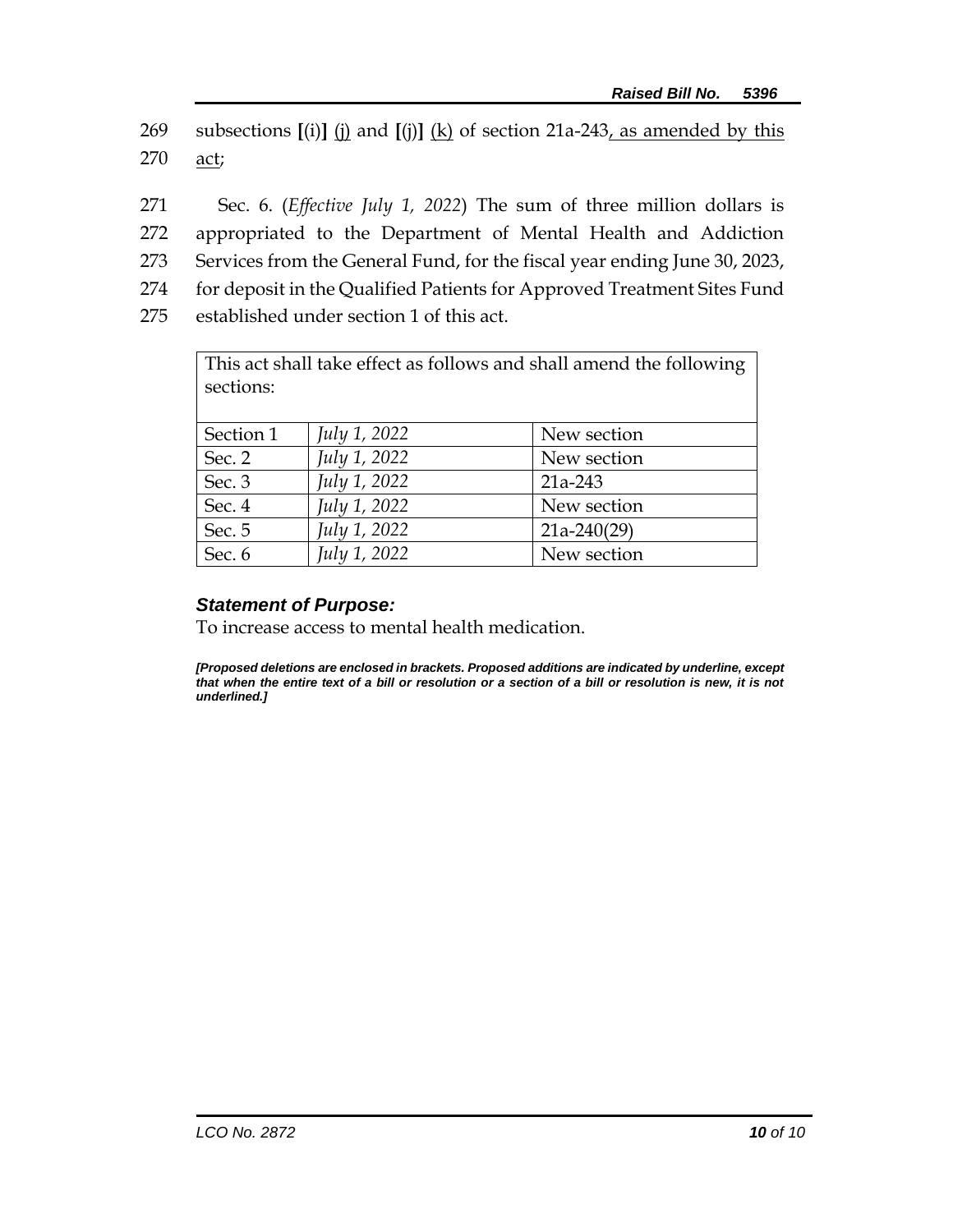269 subsections [(i)] <u>(j)</u> and [(j)] <u>(k)</u> of section 21a-243<u>, as amended by this</u>
270 <u>act</u>;

271 Sec. 6. (*Effective July 1, 2022*) The sum of three million dollars is
272 appropriated to the Department of Mental Health and Addiction
273 Services from the General Fund, for the fiscal year ending June 30, 2023,
274 for deposit in the Qualified Patients for Approved Treatment Sites Fund
275 established under section 1 of this act.

| This act shall take effect as follows and shall amend the following sections: | | |
|---|---|---|
| Section 1 | *July 1, 2022* | New section |
| Sec. 2 | *July 1, 2022* | New section |
| Sec. 3 | *July 1, 2022* | 21a-243 |
| Sec. 4 | *July 1, 2022* | New section |
| Sec. 5 | *July 1, 2022* | 21a-240(29) |
| Sec. 6 | *July 1, 2022* | New section |

### *Statement of Purpose:*

To increase access to mental health medication.

***[Proposed deletions are enclosed in brackets. Proposed additions are indicated by underline, except that when the entire text of a bill or resolution or a section of a bill or resolution is new, it is not underlined.]***